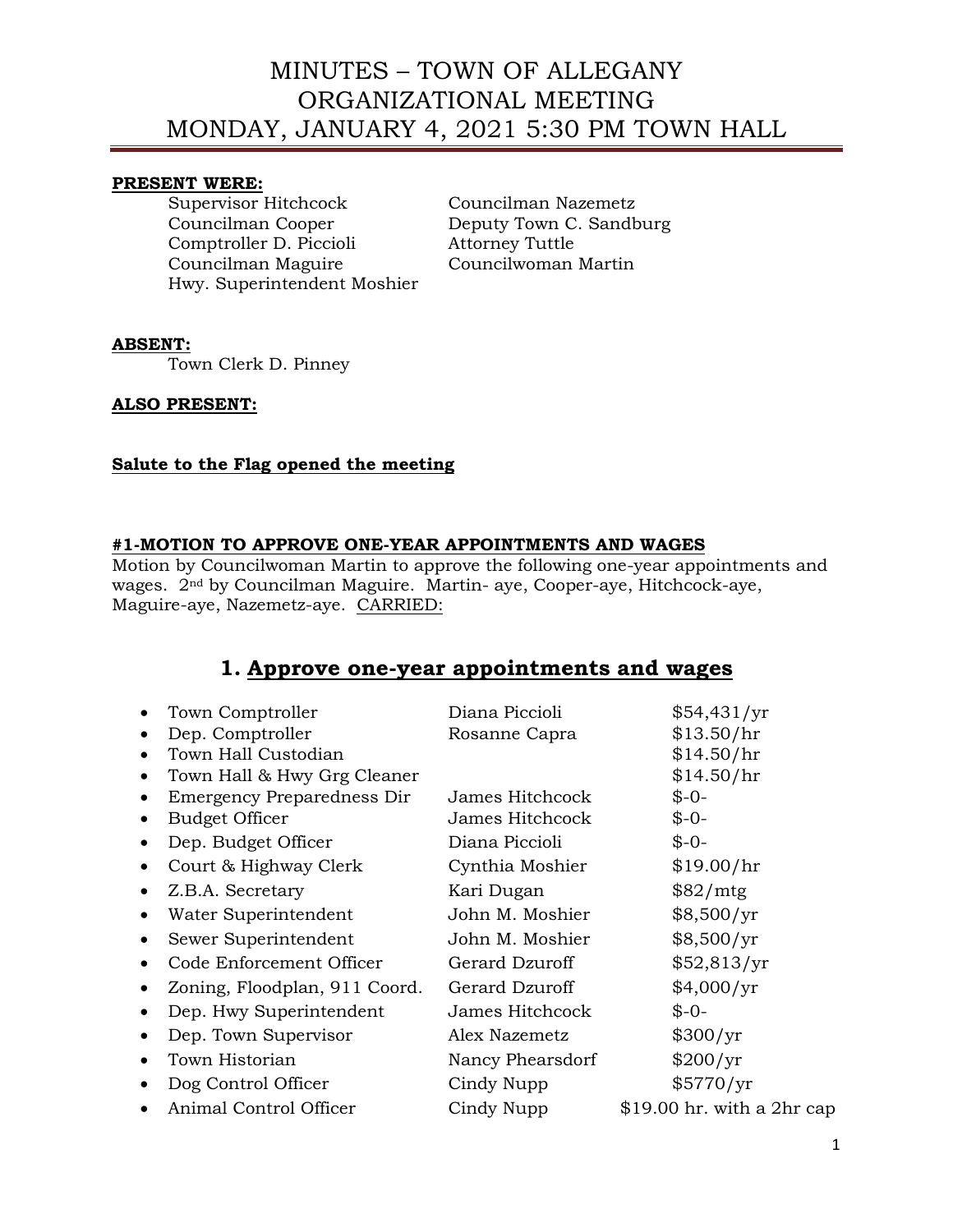# MINUTES – TOWN OF ALLEGANY
# ORGANIZATIONAL MEETING
# MONDAY, JANUARY 4, 2021 5:30 PM TOWN HALL

**PRESENT WERE:**

Supervisor Hitchcock
Councilman Nazemetz
Councilman Cooper
Deputy Town C. Sandburg
Comptroller D. Piccioli
Attorney Tuttle
Councilman Maguire
Councilwoman Martin
Hwy. Superintendent Moshier

**ABSENT:**

Town Clerk D. Pinney

**ALSO PRESENT:**

**Salute to the Flag opened the meeting**

**#1-MOTION TO APPROVE ONE-YEAR APPOINTMENTS AND WAGES**

Motion by Councilwoman Martin to approve the following one-year appointments and wages. 2nd by Councilman Maguire. Martin- aye, Cooper-aye, Hitchcock-aye, Maguire-aye, Nazemetz-aye. CARRIED:

## 1. Approve one-year appointments and wages

| Position | Name | Wage |
|---|---|---|
| Town Comptroller | Diana Piccioli | $54,431/yr |
| Dep. Comptroller | Rosanne Capra | $13.50/hr |
| Town Hall Custodian | | $14.50/hr |
| Town Hall & Hwy Grg Cleaner | | $14.50/hr |
| Emergency Preparedness Dir | James Hitchcock | $-0- |
| Budget Officer | James Hitchcock | $-0- |
| Dep. Budget Officer | Diana Piccioli | $-0- |
| Court & Highway Clerk | Cynthia Moshier | $19.00/hr |
| Z.B.A. Secretary | Kari Dugan | $82/mtg |
| Water Superintendent | John M. Moshier | $8,500/yr |
| Sewer Superintendent | John M. Moshier | $8,500/yr |
| Code Enforcement Officer | Gerard Dzuroff | $52,813/yr |
| Zoning, Floodplan, 911 Coord. | Gerard Dzuroff | $4,000/yr |
| Dep. Hwy Superintendent | James Hitchcock | $-0- |
| Dep. Town Supervisor | Alex Nazemetz | $300/yr |
| Town Historian | Nancy Phearsdorf | $200/yr |
| Dog Control Officer | Cindy Nupp | $5770/yr |
| Animal Control Officer | Cindy Nupp | $19.00 hr. with a 2hr cap |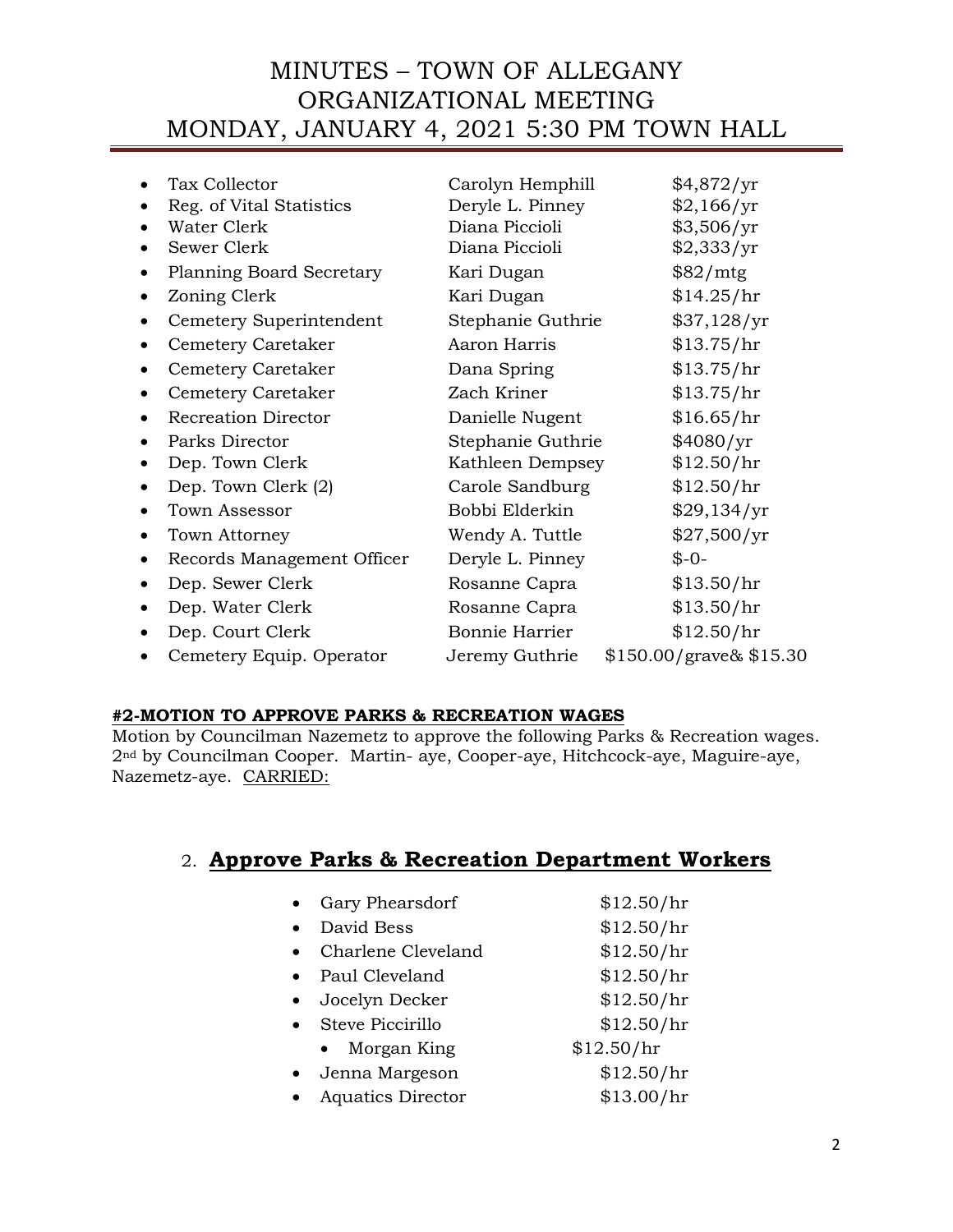- Tax Collector — Carolyn Hemphill — $4,872/yr
- Reg. of Vital Statistics — Deryle L. Pinney — $2,166/yr
- Water Clerk — Diana Piccioli — $3,506/yr
- Sewer Clerk — Diana Piccioli — $2,333/yr
- Planning Board Secretary — Kari Dugan — $82/mtg
- Zoning Clerk — Kari Dugan — $14.25/hr
- Cemetery Superintendent — Stephanie Guthrie — $37,128/yr
- Cemetery Caretaker — Aaron Harris — $13.75/hr
- Cemetery Caretaker — Dana Spring — $13.75/hr
- Cemetery Caretaker — Zach Kriner — $13.75/hr
- Recreation Director — Danielle Nugent — $16.65/hr
- Parks Director — Stephanie Guthrie — $4080/yr
- Dep. Town Clerk — Kathleen Dempsey — $12.50/hr
- Dep. Town Clerk (2) — Carole Sandburg — $12.50/hr
- Town Assessor — Bobbi Elderkin — $29,134/yr
- Town Attorney — Wendy A. Tuttle — $27,500/yr
- Records Management Officer — Deryle L. Pinney — $-0-
- Dep. Sewer Clerk — Rosanne Capra — $13.50/hr
- Dep. Water Clerk — Rosanne Capra — $13.50/hr
- Dep. Court Clerk — Bonnie Harrier — $12.50/hr
- Cemetery Equip. Operator — Jeremy Guthrie — $150.00/grave& $15.30

**#2-MOTION TO APPROVE PARKS & RECREATION WAGES**

Motion by Councilman Nazemetz to approve the following Parks & Recreation wages. 2nd by Councilman Cooper. Martin- aye, Cooper-aye, Hitchcock-aye, Maguire-aye, Nazemetz-aye. CARRIED:

## 2. Approve Parks & Recreation Department Workers

- Gary Phearsdorf — $12.50/hr
- David Bess — $12.50/hr
- Charlene Cleveland — $12.50/hr
- Paul Cleveland — $12.50/hr
- Jocelyn Decker — $12.50/hr
- Steve Piccirillo — $12.50/hr
    - Morgan King — $12.50/hr
- Jenna Margeson — $12.50/hr
- Aquatics Director — $13.00/hr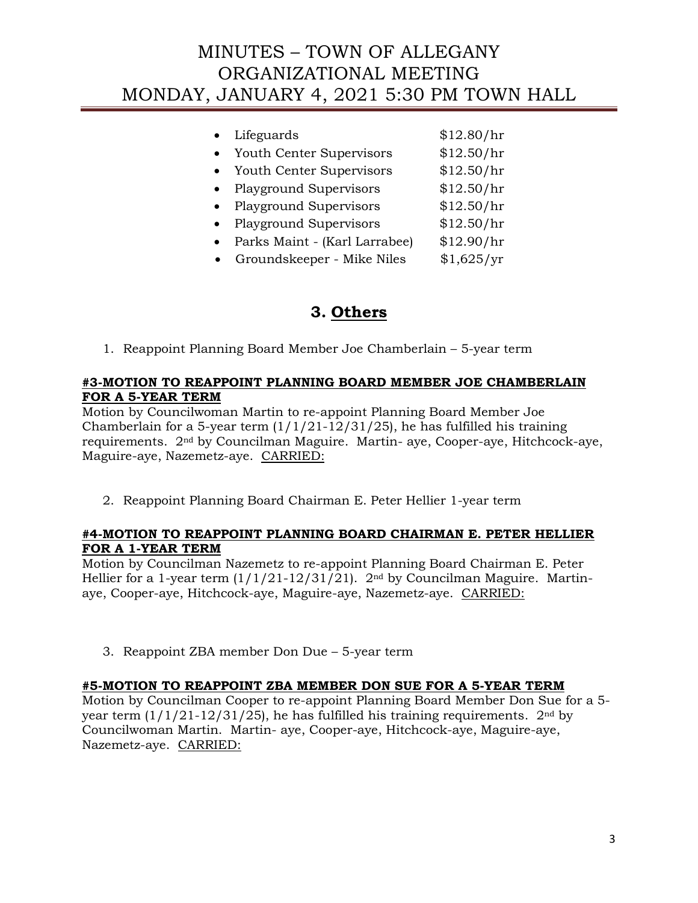- Lifeguards $12.80/hr
- Youth Center Supervisors $12.50/hr
- Youth Center Supervisors $12.50/hr
- Playground Supervisors $12.50/hr
- Playground Supervisors $12.50/hr
- Playground Supervisors $12.50/hr
- Parks Maint - (Karl Larrabee) $12.90/hr
- Groundskeeper - Mike Niles $1,625/yr

## 3. Others

1. Reappoint Planning Board Member Joe Chamberlain – 5-year term

**#3-MOTION TO REAPPOINT PLANNING BOARD MEMBER JOE CHAMBERLAIN FOR A 5-YEAR TERM**

Motion by Councilwoman Martin to re-appoint Planning Board Member Joe Chamberlain for a 5-year term (1/1/21-12/31/25), he has fulfilled his training requirements. 2nd by Councilman Maguire. Martin- aye, Cooper-aye, Hitchcock-aye, Maguire-aye, Nazemetz-aye. CARRIED:

2. Reappoint Planning Board Chairman E. Peter Hellier 1-year term

**#4-MOTION TO REAPPOINT PLANNING BOARD CHAIRMAN E. PETER HELLIER FOR A 1-YEAR TERM**

Motion by Councilman Nazemetz to re-appoint Planning Board Chairman E. Peter Hellier for a 1-year term (1/1/21-12/31/21). 2nd by Councilman Maguire. Martin-aye, Cooper-aye, Hitchcock-aye, Maguire-aye, Nazemetz-aye. CARRIED:

3. Reappoint ZBA member Don Due – 5-year term

**#5-MOTION TO REAPPOINT ZBA MEMBER DON SUE FOR A 5-YEAR TERM**

Motion by Councilman Cooper to re-appoint Planning Board Member Don Sue for a 5-year term (1/1/21-12/31/25), he has fulfilled his training requirements. 2nd by Councilwoman Martin. Martin- aye, Cooper-aye, Hitchcock-aye, Maguire-aye, Nazemetz-aye. CARRIED: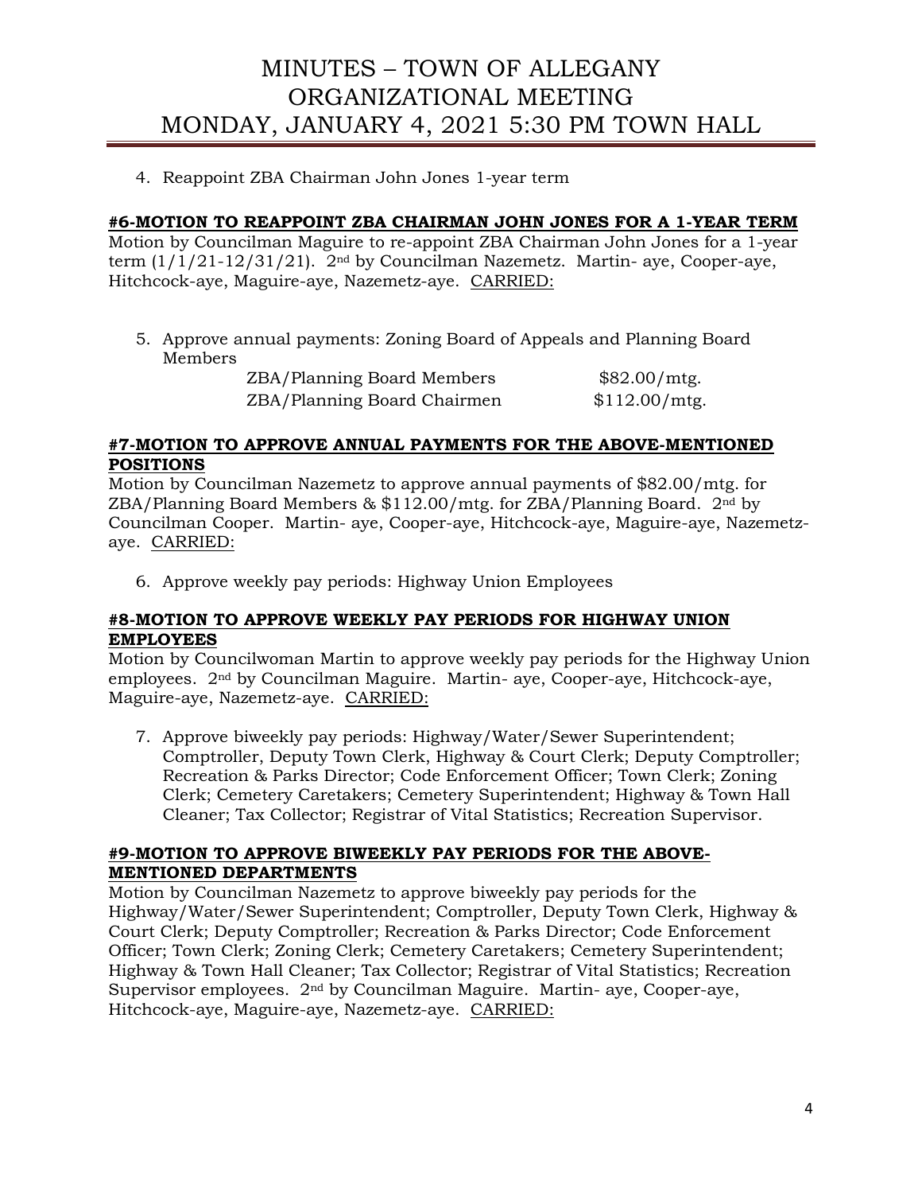4. Reapprove ZBA Chairman John Jones 1-year term

**#6-MOTION TO REAPPOINT ZBA CHAIRMAN JOHN JONES FOR A 1-YEAR TERM**

Motion by Councilman Maguire to re-appoint ZBA Chairman John Jones for a 1-year term (1/1/21-12/31/21). 2nd by Councilman Nazemetz. Martin- aye, Cooper-aye, Hitchcock-aye, Maguire-aye, Nazemetz-aye. CARRIED:

5. Approve annual payments: Zoning Board of Appeals and Planning Board Members

| | |
|---|---|
| ZBA/Planning Board Members | $82.00/mtg. |
| ZBA/Planning Board Chairmen | $112.00/mtg. |

**#7-MOTION TO APPROVE ANNUAL PAYMENTS FOR THE ABOVE-MENTIONED POSITIONS**

Motion by Councilman Nazemetz to approve annual payments of $82.00/mtg. for ZBA/Planning Board Members & $112.00/mtg. for ZBA/Planning Board. 2nd by Councilman Cooper. Martin- aye, Cooper-aye, Hitchcock-aye, Maguire-aye, Nazemetz-aye. CARRIED:

6. Approve weekly pay periods: Highway Union Employees

**#8-MOTION TO APPROVE WEEKLY PAY PERIODS FOR HIGHWAY UNION EMPLOYEES**

Motion by Councilwoman Martin to approve weekly pay periods for the Highway Union employees. 2nd by Councilman Maguire. Martin- aye, Cooper-aye, Hitchcock-aye, Maguire-aye, Nazemetz-aye. CARRIED:

7. Approve biweekly pay periods: Highway/Water/Sewer Superintendent; Comptroller, Deputy Town Clerk, Highway & Court Clerk; Deputy Comptroller; Recreation & Parks Director; Code Enforcement Officer; Town Clerk; Zoning Clerk; Cemetery Caretakers; Cemetery Superintendent; Highway & Town Hall Cleaner; Tax Collector; Registrar of Vital Statistics; Recreation Supervisor.

**#9-MOTION TO APPROVE BIWEEKLY PAY PERIODS FOR THE ABOVE-MENTIONED DEPARTMENTS**

Motion by Councilman Nazemetz to approve biweekly pay periods for the Highway/Water/Sewer Superintendent; Comptroller, Deputy Town Clerk, Highway & Court Clerk; Deputy Comptroller; Recreation & Parks Director; Code Enforcement Officer; Town Clerk; Zoning Clerk; Cemetery Caretakers; Cemetery Superintendent; Highway & Town Hall Cleaner; Tax Collector; Registrar of Vital Statistics; Recreation Supervisor employees. 2nd by Councilman Maguire. Martin- aye, Cooper-aye, Hitchcock-aye, Maguire-aye, Nazemetz-aye. CARRIED: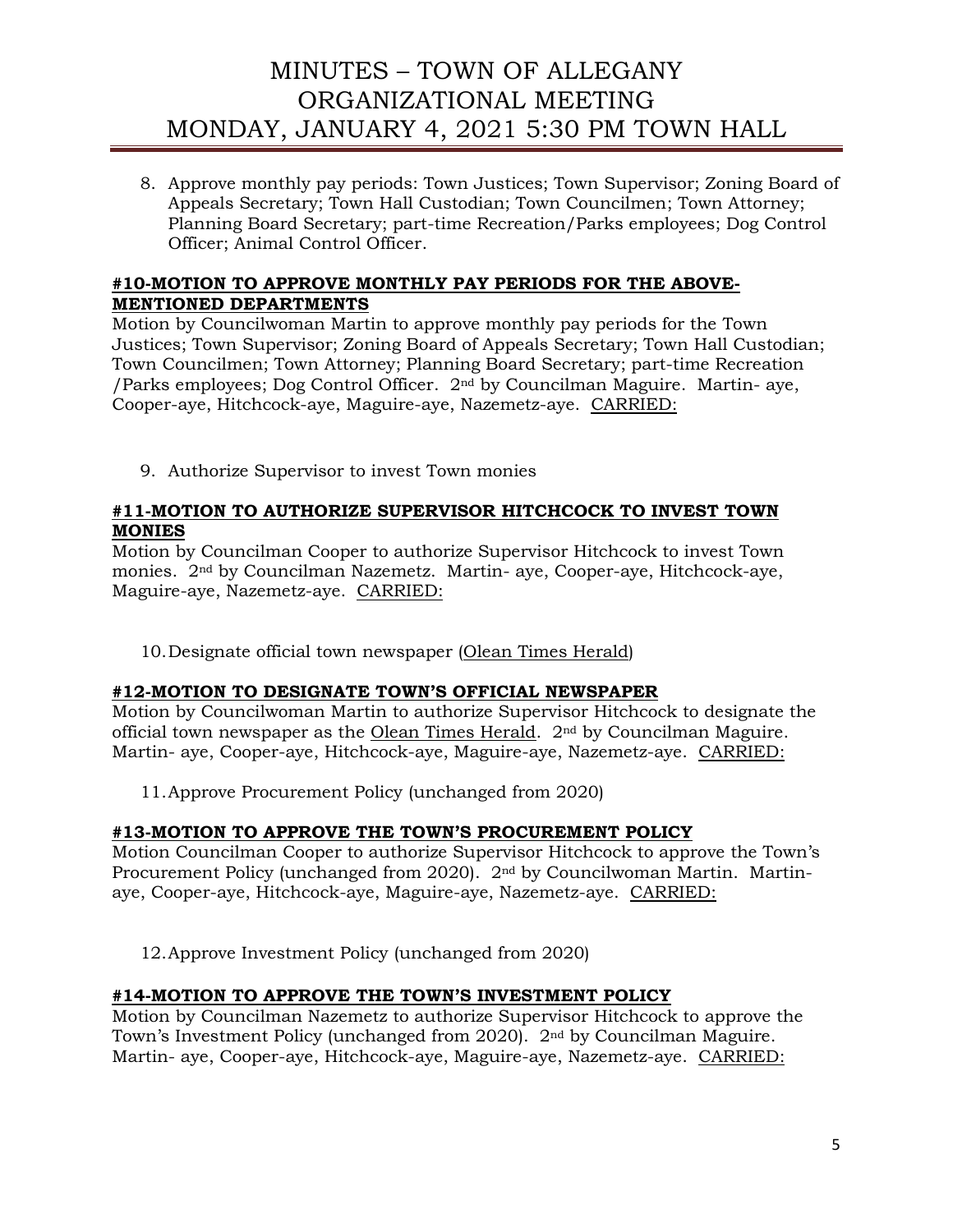8. Approve monthly pay periods: Town Justices; Town Supervisor; Zoning Board of Appeals Secretary; Town Hall Custodian; Town Councilmen; Town Attorney; Planning Board Secretary; part-time Recreation/Parks employees; Dog Control Officer; Animal Control Officer.

**#10-MOTION TO APPROVE MONTHLY PAY PERIODS FOR THE ABOVE-MENTIONED DEPARTMENTS**

Motion by Councilwoman Martin to approve monthly pay periods for the Town Justices; Town Supervisor; Zoning Board of Appeals Secretary; Town Hall Custodian; Town Councilmen; Town Attorney; Planning Board Secretary; part-time Recreation /Parks employees; Dog Control Officer. 2nd by Councilman Maguire. Martin- aye, Cooper-aye, Hitchcock-aye, Maguire-aye, Nazemetz-aye. CARRIED:

9. Authorize Supervisor to invest Town monies

**#11-MOTION TO AUTHORIZE SUPERVISOR HITCHCOCK TO INVEST TOWN MONIES**

Motion by Councilman Cooper to authorize Supervisor Hitchcock to invest Town monies. 2nd by Councilman Nazemetz. Martin- aye, Cooper-aye, Hitchcock-aye, Maguire-aye, Nazemetz-aye. CARRIED:

10. Designate official town newspaper (Olean Times Herald)

**#12-MOTION TO DESIGNATE TOWN'S OFFICIAL NEWSPAPER**

Motion by Councilwoman Martin to authorize Supervisor Hitchcock to designate the official town newspaper as the Olean Times Herald. 2nd by Councilman Maguire. Martin- aye, Cooper-aye, Hitchcock-aye, Maguire-aye, Nazemetz-aye. CARRIED:

11. Approve Procurement Policy (unchanged from 2020)

**#13-MOTION TO APPROVE THE TOWN'S PROCUREMENT POLICY**

Motion Councilman Cooper to authorize Supervisor Hitchcock to approve the Town's Procurement Policy (unchanged from 2020). 2nd by Councilwoman Martin. Martin-aye, Cooper-aye, Hitchcock-aye, Maguire-aye, Nazemetz-aye. CARRIED:

12. Approve Investment Policy (unchanged from 2020)

**#14-MOTION TO APPROVE THE TOWN'S INVESTMENT POLICY**

Motion by Councilman Nazemetz to authorize Supervisor Hitchcock to approve the Town's Investment Policy (unchanged from 2020). 2nd by Councilman Maguire. Martin- aye, Cooper-aye, Hitchcock-aye, Maguire-aye, Nazemetz-aye. CARRIED: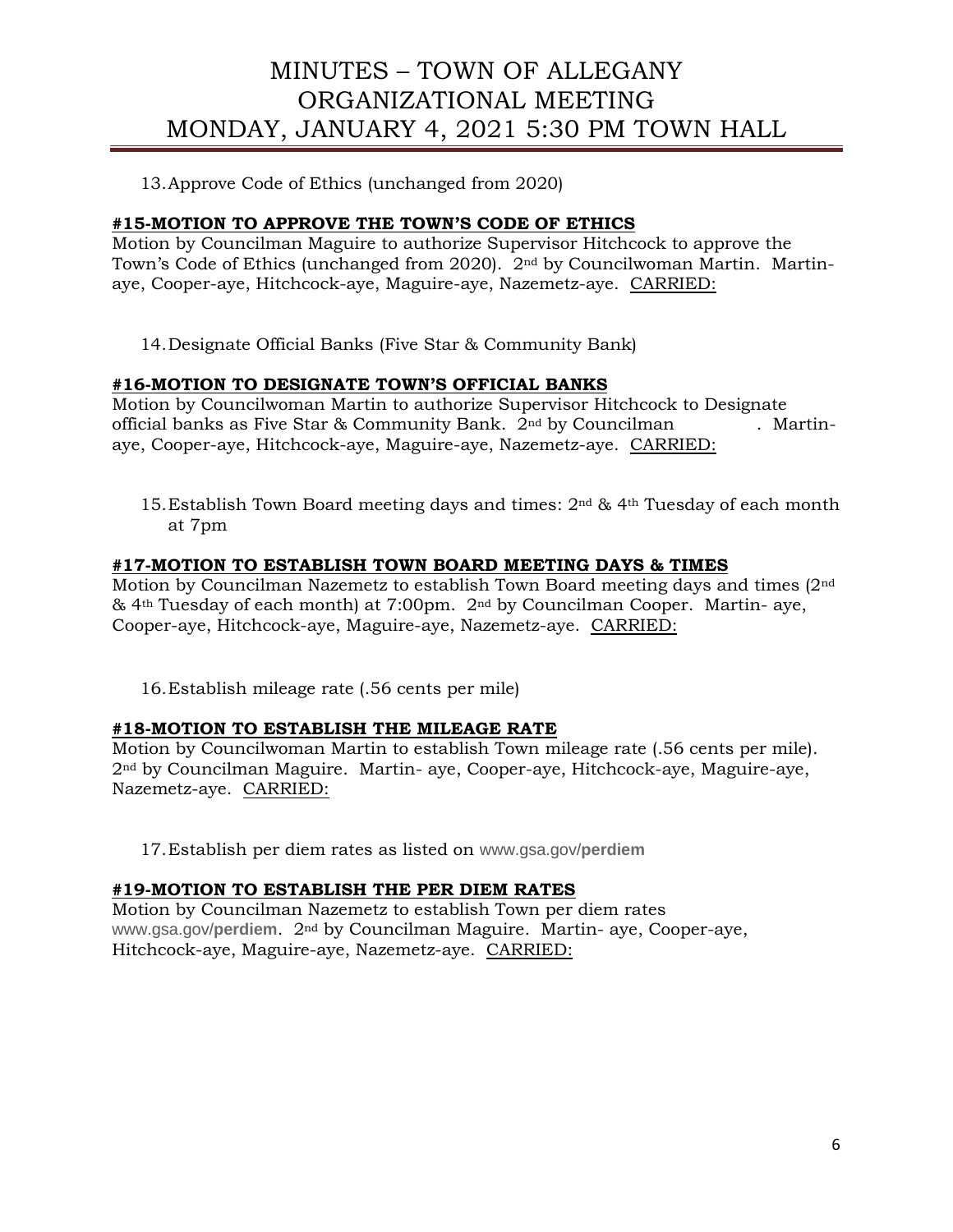13. Approve Code of Ethics (unchanged from 2020)

**#15-MOTION TO APPROVE THE TOWN'S CODE OF ETHICS**

Motion by Councilman Maguire to authorize Supervisor Hitchcock to approve the Town's Code of Ethics (unchanged from 2020). 2nd by Councilwoman Martin. Martin-aye, Cooper-aye, Hitchcock-aye, Maguire-aye, Nazemetz-aye. CARRIED:

14. Designate Official Banks (Five Star & Community Bank)

**#16-MOTION TO DESIGNATE TOWN'S OFFICIAL BANKS**

Motion by Councilwoman Martin to authorize Supervisor Hitchcock to Designate official banks as Five Star & Community Bank. 2nd by Councilman . Martin-aye, Cooper-aye, Hitchcock-aye, Maguire-aye, Nazemetz-aye. CARRIED:

15. Establish Town Board meeting days and times: 2nd & 4th Tuesday of each month at 7pm

**#17-MOTION TO ESTABLISH TOWN BOARD MEETING DAYS & TIMES**

Motion by Councilman Nazemetz to establish Town Board meeting days and times (2nd & 4th Tuesday of each month) at 7:00pm. 2nd by Councilman Cooper. Martin- aye, Cooper-aye, Hitchcock-aye, Maguire-aye, Nazemetz-aye. CARRIED:

16. Establish mileage rate (.56 cents per mile)

**#18-MOTION TO ESTABLISH THE MILEAGE RATE**

Motion by Councilwoman Martin to establish Town mileage rate (.56 cents per mile). 2nd by Councilman Maguire. Martin- aye, Cooper-aye, Hitchcock-aye, Maguire-aye, Nazemetz-aye. CARRIED:

17. Establish per diem rates as listed on www.gsa.gov/**perdiem**

**#19-MOTION TO ESTABLISH THE PER DIEM RATES**

Motion by Councilman Nazemetz to establish Town per diem rates www.gsa.gov/**perdiem**. 2nd by Councilman Maguire. Martin- aye, Cooper-aye, Hitchcock-aye, Maguire-aye, Nazemetz-aye. CARRIED: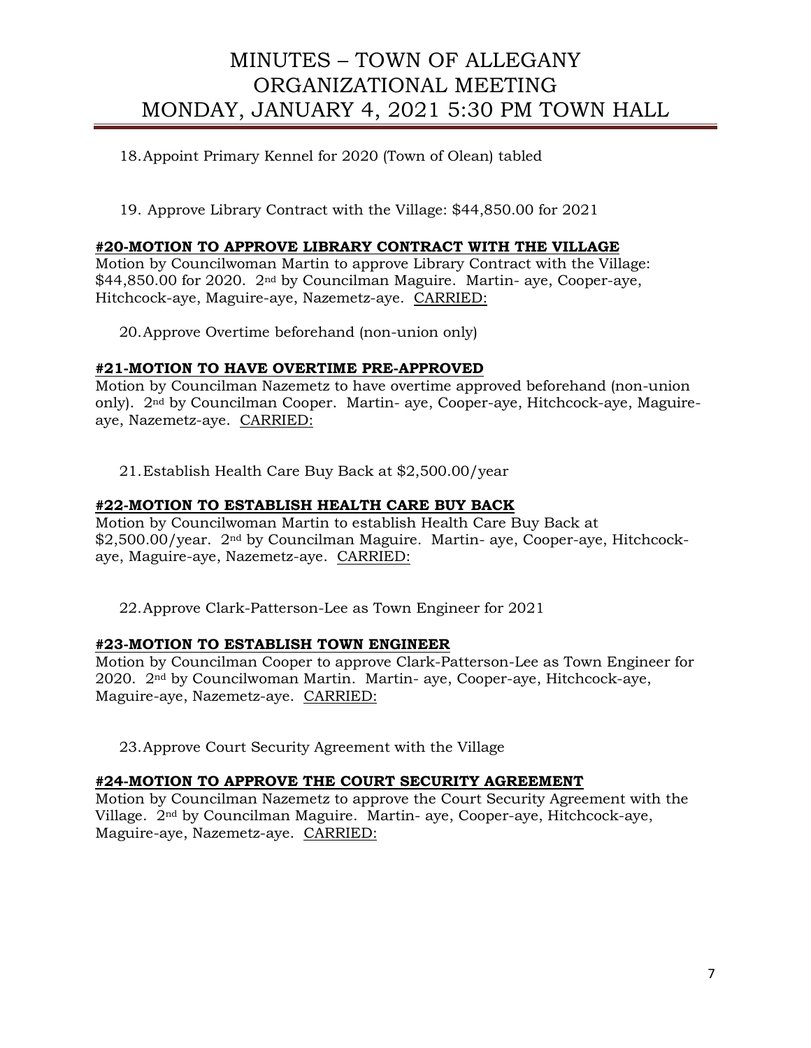18. Appoint Primary Kennel for 2020 (Town of Olean) tabled

19. Approve Library Contract with the Village: $44,850.00 for 2021

**#20-MOTION TO APPROVE LIBRARY CONTRACT WITH THE VILLAGE**

Motion by Councilwoman Martin to approve Library Contract with the Village: $44,850.00 for 2020. 2nd by Councilman Maguire. Martin- aye, Cooper-aye, Hitchcock-aye, Maguire-aye, Nazemetz-aye. CARRIED:

20. Approve Overtime beforehand (non-union only)

**#21-MOTION TO HAVE OVERTIME PRE-APPROVED**

Motion by Councilman Nazemetz to have overtime approved beforehand (non-union only). 2nd by Councilman Cooper. Martin- aye, Cooper-aye, Hitchcock-aye, Maguire-aye, Nazemetz-aye. CARRIED:

21. Establish Health Care Buy Back at $2,500.00/year

**#22-MOTION TO ESTABLISH HEALTH CARE BUY BACK**

Motion by Councilwoman Martin to establish Health Care Buy Back at $2,500.00/year. 2nd by Councilman Maguire. Martin- aye, Cooper-aye, Hitchcock-aye, Maguire-aye, Nazemetz-aye. CARRIED:

22. Approve Clark-Patterson-Lee as Town Engineer for 2021

**#23-MOTION TO ESTABLISH TOWN ENGINEER**

Motion by Councilman Cooper to approve Clark-Patterson-Lee as Town Engineer for 2020. 2nd by Councilwoman Martin. Martin- aye, Cooper-aye, Hitchcock-aye, Maguire-aye, Nazemetz-aye. CARRIED:

23. Approve Court Security Agreement with the Village

**#24-MOTION TO APPROVE THE COURT SECURITY AGREEMENT**

Motion by Councilman Nazemetz to approve the Court Security Agreement with the Village. 2nd by Councilman Maguire. Martin- aye, Cooper-aye, Hitchcock-aye, Maguire-aye, Nazemetz-aye. CARRIED: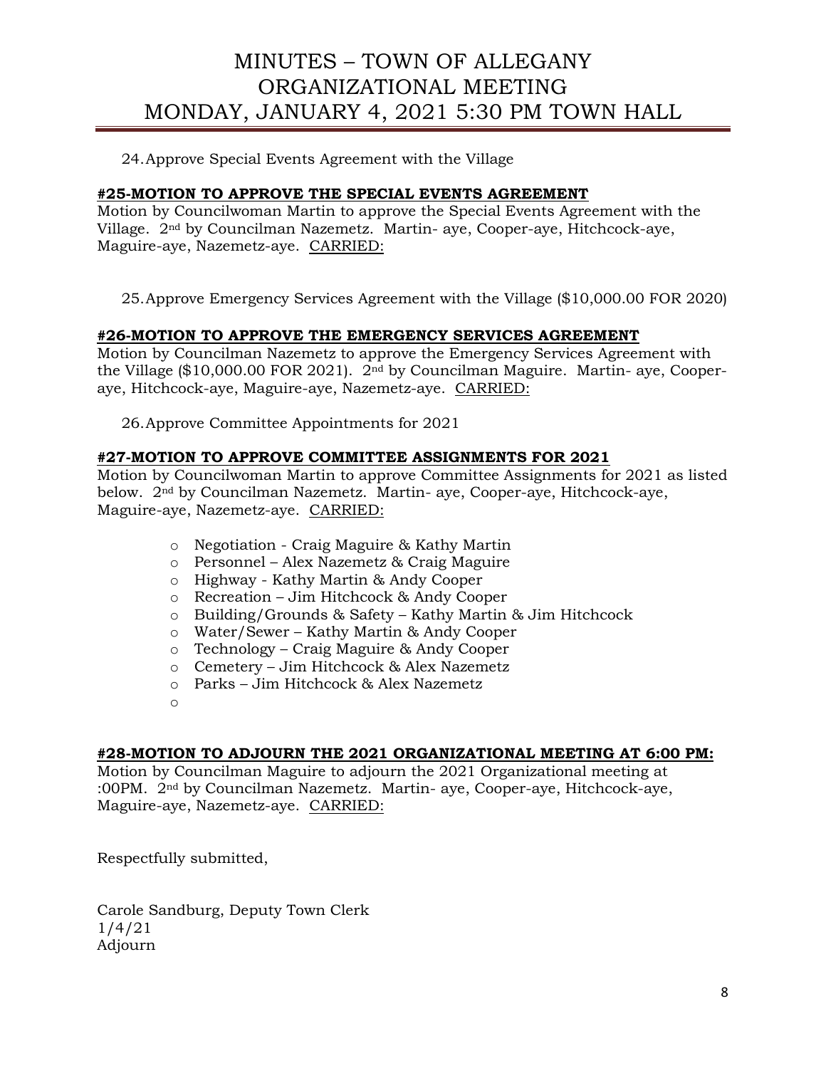# MINUTES – TOWN OF ALLEGANY ORGANIZATIONAL MEETING MONDAY, JANUARY 4, 2021 5:30 PM TOWN HALL

24. Approve Special Events Agreement with the Village

**#25-MOTION TO APPROVE THE SPECIAL EVENTS AGREEMENT**

Motion by Councilwoman Martin to approve the Special Events Agreement with the Village. 2nd by Councilman Nazemetz. Martin- aye, Cooper-aye, Hitchcock-aye, Maguire-aye, Nazemetz-aye. CARRIED:

25. Approve Emergency Services Agreement with the Village ($10,000.00 FOR 2020)

**#26-MOTION TO APPROVE THE EMERGENCY SERVICES AGREEMENT**

Motion by Councilman Nazemetz to approve the Emergency Services Agreement with the Village ($10,000.00 FOR 2021). 2nd by Councilman Maguire. Martin- aye, Cooper-aye, Hitchcock-aye, Maguire-aye, Nazemetz-aye. CARRIED:

26. Approve Committee Appointments for 2021

**#27-MOTION TO APPROVE COMMITTEE ASSIGNMENTS FOR 2021**

Motion by Councilwoman Martin to approve Committee Assignments for 2021 as listed below. 2nd by Councilman Nazemetz. Martin- aye, Cooper-aye, Hitchcock-aye, Maguire-aye, Nazemetz-aye. CARRIED:

- Negotiation - Craig Maguire & Kathy Martin
- Personnel – Alex Nazemetz & Craig Maguire
- Highway - Kathy Martin & Andy Cooper
- Recreation – Jim Hitchcock & Andy Cooper
- Building/Grounds & Safety – Kathy Martin & Jim Hitchcock
- Water/Sewer – Kathy Martin & Andy Cooper
- Technology – Craig Maguire & Andy Cooper
- Cemetery – Jim Hitchcock & Alex Nazemetz
- Parks – Jim Hitchcock & Alex Nazemetz
-

**#28-MOTION TO ADJOURN THE 2021 ORGANIZATIONAL MEETING AT 6:00 PM:**

Motion by Councilman Maguire to adjourn the 2021 Organizational meeting at :00PM. 2nd by Councilman Nazemetz. Martin- aye, Cooper-aye, Hitchcock-aye, Maguire-aye, Nazemetz-aye. CARRIED:

Respectfully submitted,

Carole Sandburg, Deputy Town Clerk
1/4/21
Adjourn